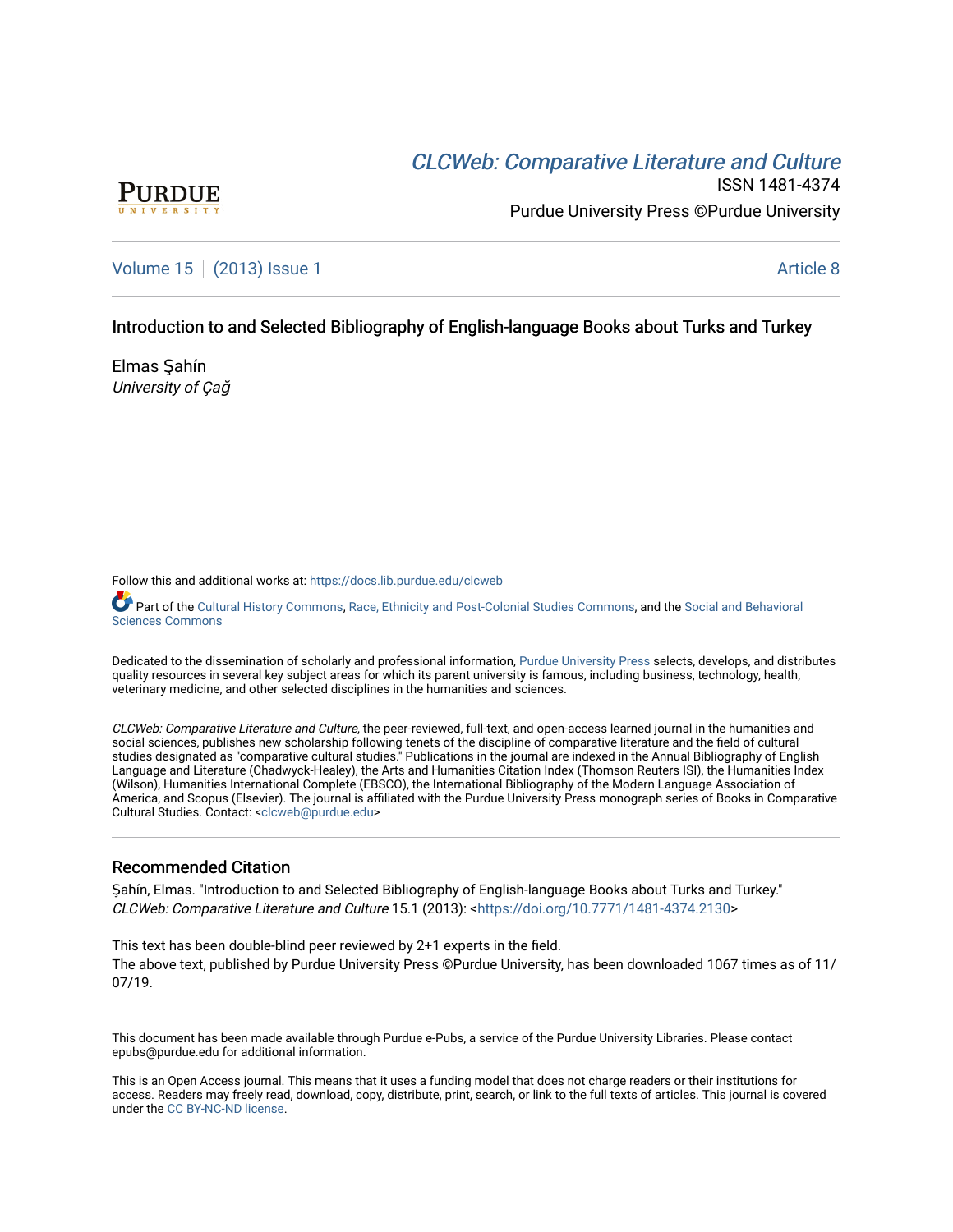CLCWeb: Comparative Literature and Culture

ISSN 1481-4374

Purdue University Press ©Purdue University

Volume 15 | (2013) Issue 1 | Article 8

# Introduction to and Selected Bibliography of English-language Books about Turks and Turkey

Elmas Şahín
*University of Çağ*

Follow this and additional works at: https://docs.lib.purdue.edu/clcweb

Part of the Cultural History Commons, Race, Ethnicity and Post-Colonial Studies Commons, and the Social and Behavioral Sciences Commons

Dedicated to the dissemination of scholarly and professional information, Purdue University Press selects, develops, and distributes quality resources in several key subject areas for which its parent university is famous, including business, technology, health, veterinary medicine, and other selected disciplines in the humanities and sciences.

*CLCWeb: Comparative Literature and Culture*, the peer-reviewed, full-text, and open-access learned journal in the humanities and social sciences, publishes new scholarship following tenets of the discipline of comparative literature and the field of cultural studies designated as "comparative cultural studies." Publications in the journal are indexed in the Annual Bibliography of English Language and Literature (Chadwyck-Healey), the Arts and Humanities Citation Index (Thomson Reuters ISI), the Humanities Index (Wilson), Humanities International Complete (EBSCO), the International Bibliography of the Modern Language Association of America, and Scopus (Elsevier). The journal is affiliated with the Purdue University Press monograph series of Books in Comparative Cultural Studies. Contact: <clcweb@purdue.edu>

## Recommended Citation

Şahín, Elmas. "Introduction to and Selected Bibliography of English-language Books about Turks and Turkey." *CLCWeb: Comparative Literature and Culture* 15.1 (2013): <https://doi.org/10.7771/1481-4374.2130>

This text has been double-blind peer reviewed by 2+1 experts in the field.
The above text, published by Purdue University Press ©Purdue University, has been downloaded 1067 times as of 11/07/19.

This document has been made available through Purdue e-Pubs, a service of the Purdue University Libraries. Please contact epubs@purdue.edu for additional information.

This is an Open Access journal. This means that it uses a funding model that does not charge readers or their institutions for access. Readers may freely read, download, copy, distribute, print, search, or link to the full texts of articles. This journal is covered under the CC BY-NC-ND license.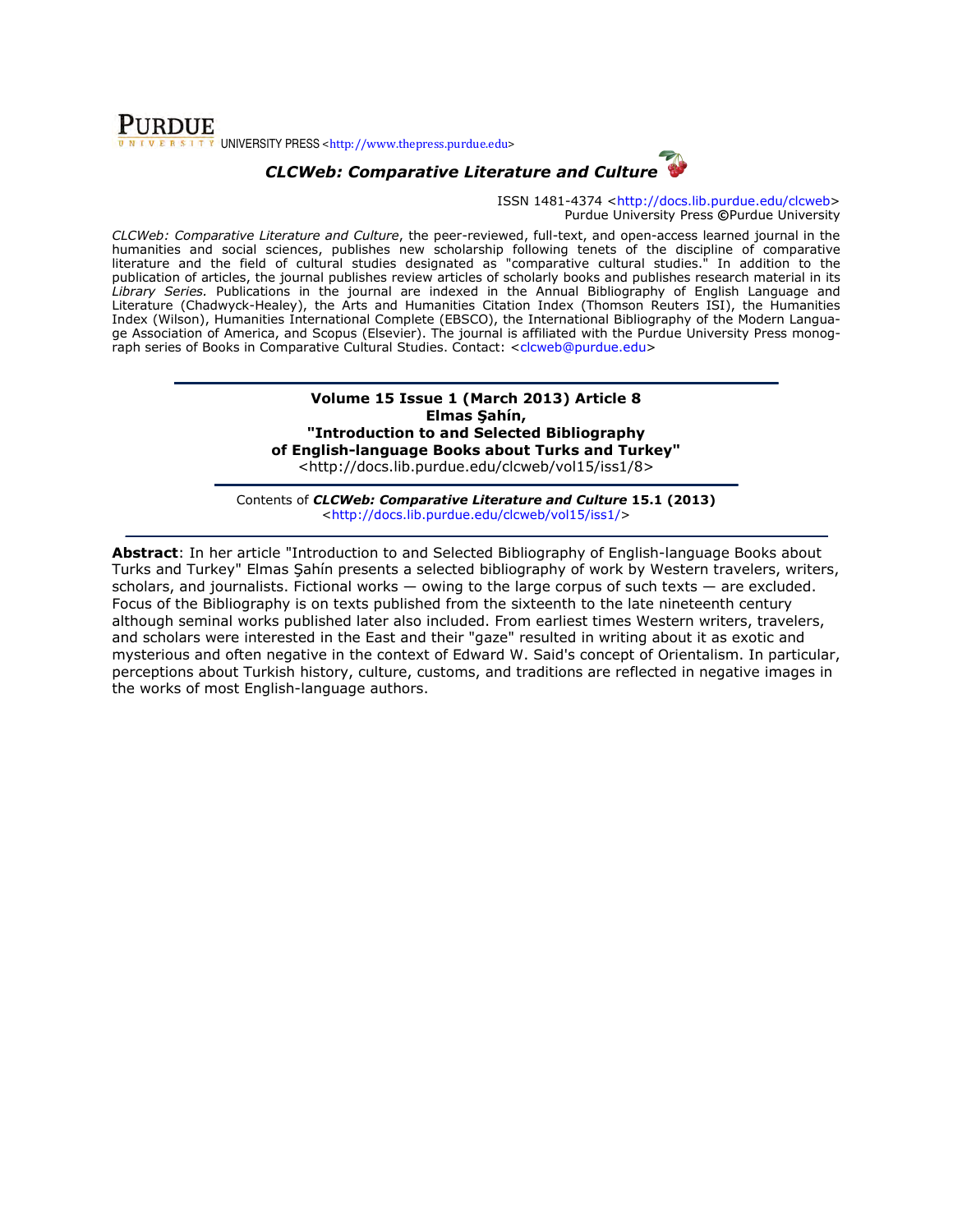**PURDUE** UNIVERSITY PRESS <http://www.thepress.purdue.edu>

## *CLCWeb: Comparative Literature and Culture*

ISSN 1481-4374 <http://docs.lib.purdue.edu/clcweb>
Purdue University Press ©Purdue University

*CLCWeb: Comparative Literature and Culture*, the peer-reviewed, full-text, and open-access learned journal in the humanities and social sciences, publishes new scholarship following tenets of the discipline of comparative literature and the field of cultural studies designated as "comparative cultural studies." In addition to the publication of articles, the journal publishes review articles of scholarly books and publishes research material in its *Library Series.* Publications in the journal are indexed in the Annual Bibliography of English Language and Literature (Chadwyck-Healey), the Arts and Humanities Citation Index (Thomson Reuters ISI), the Humanities Index (Wilson), Humanities International Complete (EBSCO), the International Bibliography of the Modern Language Association of America, and Scopus (Elsevier). The journal is affiliated with the Purdue University Press monograph series of Books in Comparative Cultural Studies. Contact: <clcweb@purdue.edu>

---

**Volume 15 Issue 1 (March 2013) Article 8**
**Elmas Şahín,**
**"Introduction to and Selected Bibliography of English-language Books about Turks and Turkey"**
<http://docs.lib.purdue.edu/clcweb/vol15/iss1/8>

---

Contents of ***CLCWeb: Comparative Literature and Culture*** **15.1 (2013)**
<http://docs.lib.purdue.edu/clcweb/vol15/iss1/>

---

**Abstract**: In her article "Introduction to and Selected Bibliography of English-language Books about Turks and Turkey" Elmas Şahín presents a selected bibliography of work by Western travelers, writers, scholars, and journalists. Fictional works — owing to the large corpus of such texts — are excluded. Focus of the Bibliography is on texts published from the sixteenth to the late nineteenth century although seminal works published later also included. From earliest times Western writers, travelers, and scholars were interested in the East and their "gaze" resulted in writing about it as exotic and mysterious and often negative in the context of Edward W. Said's concept of Orientalism. In particular, perceptions about Turkish history, culture, customs, and traditions are reflected in negative images in the works of most English-language authors.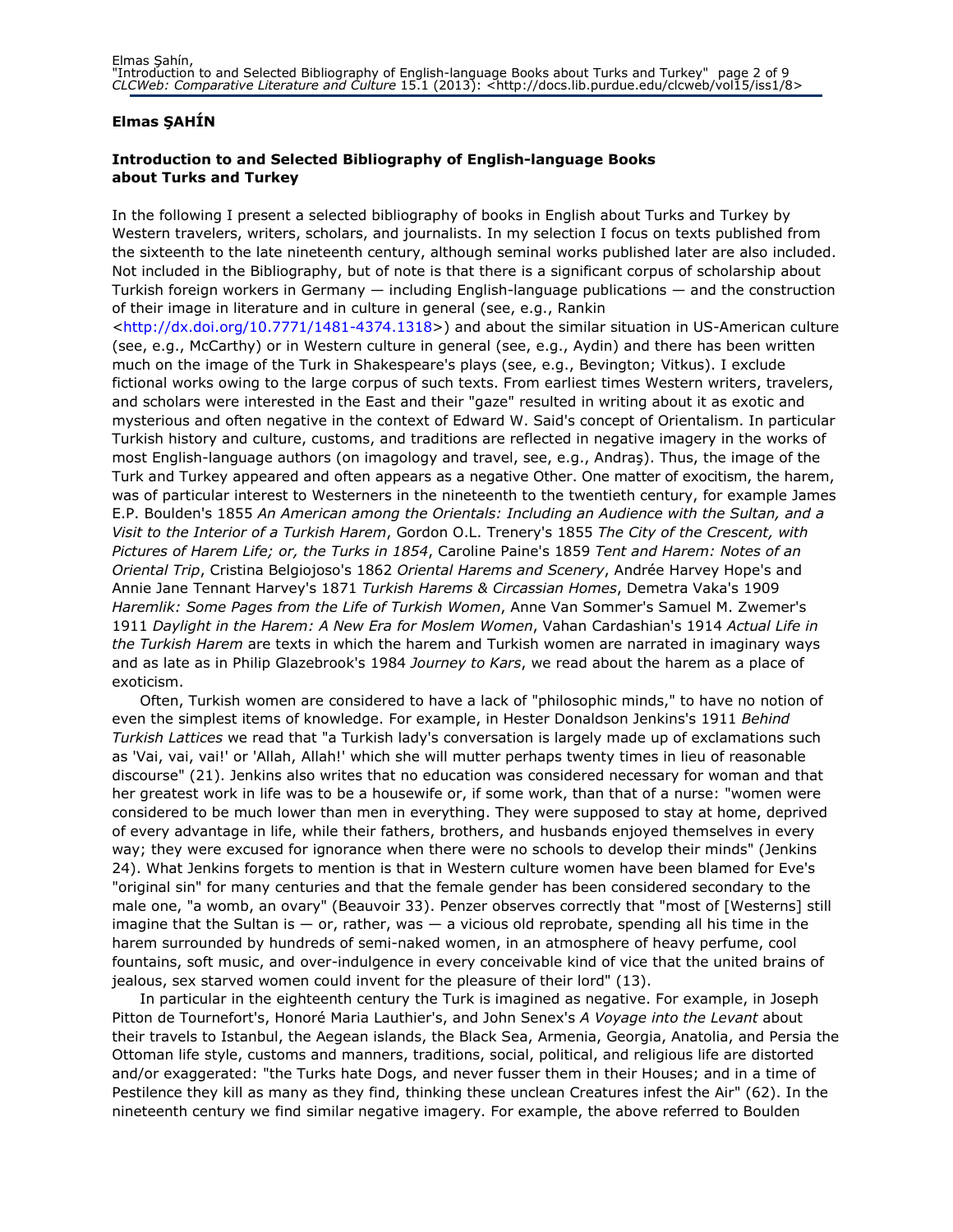**Elmas ŞAHİN**

**Introduction to and Selected Bibliography of English-language Books about Turks and Turkey**

In the following I present a selected bibliography of books in English about Turks and Turkey by Western travelers, writers, scholars, and journalists. In my selection I focus on texts published from the sixteenth to the late nineteenth century, although seminal works published later are also included. Not included in the Bibliography, but of note is that there is a significant corpus of scholarship about Turkish foreign workers in Germany — including English-language publications — and the construction of their image in literature and in culture in general (see, e.g., Rankin <http://dx.doi.org/10.7771/1481-4374.1318>) and about the similar situation in US-American culture (see, e.g., McCarthy) or in Western culture in general (see, e.g., Aydin) and there has been written much on the image of the Turk in Shakespeare's plays (see, e.g., Bevington; Vitkus). I exclude fictional works owing to the large corpus of such texts. From earliest times Western writers, travelers, and scholars were interested in the East and their "gaze" resulted in writing about it as exotic and mysterious and often negative in the context of Edward W. Said's concept of Orientalism. In particular Turkish history and culture, customs, and traditions are reflected in negative imagery in the works of most English-language authors (on imagology and travel, see, e.g., Andraş). Thus, the image of the Turk and Turkey appeared and often appears as a negative Other. One matter of exocitism, the harem, was of particular interest to Westerners in the nineteenth to the twentieth century, for example James E.P. Boulden's 1855 *An American among the Orientals: Including an Audience with the Sultan, and a Visit to the Interior of a Turkish Harem*, Gordon O.L. Trenery's 1855 *The City of the Crescent, with Pictures of Harem Life; or, the Turks in 1854*, Caroline Paine's 1859 *Tent and Harem: Notes of an Oriental Trip*, Cristina Belgiojoso's 1862 *Oriental Harems and Scenery*, Andrée Harvey Hope's and Annie Jane Tennant Harvey's 1871 *Turkish Harems & Circassian Homes*, Demetra Vaka's 1909 *Haremlik: Some Pages from the Life of Turkish Women*, Anne Van Sommer's Samuel M. Zwemer's 1911 *Daylight in the Harem: A New Era for Moslem Women*, Vahan Cardashian's 1914 *Actual Life in the Turkish Harem* are texts in which the harem and Turkish women are narrated in imaginary ways and as late as in Philip Glazebrook's 1984 *Journey to Kars*, we read about the harem as a place of exoticism.

Often, Turkish women are considered to have a lack of "philosophic minds," to have no notion of even the simplest items of knowledge. For example, in Hester Donaldson Jenkins's 1911 *Behind Turkish Lattices* we read that "a Turkish lady's conversation is largely made up of exclamations such as 'Vai, vai, vai!' or 'Allah, Allah!' which she will mutter perhaps twenty times in lieu of reasonable discourse" (21). Jenkins also writes that no education was considered necessary for woman and that her greatest work in life was to be a housewife or, if some work, than that of a nurse: "women were considered to be much lower than men in everything. They were supposed to stay at home, deprived of every advantage in life, while their fathers, brothers, and husbands enjoyed themselves in every way; they were excused for ignorance when there were no schools to develop their minds" (Jenkins 24). What Jenkins forgets to mention is that in Western culture women have been blamed for Eve's "original sin" for many centuries and that the female gender has been considered secondary to the male one, "a womb, an ovary" (Beauvoir 33). Penzer observes correctly that "most of [Westerns] still imagine that the Sultan is — or, rather, was — a vicious old reprobate, spending all his time in the harem surrounded by hundreds of semi-naked women, in an atmosphere of heavy perfume, cool fountains, soft music, and over-indulgence in every conceivable kind of vice that the united brains of jealous, sex starved women could invent for the pleasure of their lord" (13).

In particular in the eighteenth century the Turk is imagined as negative. For example, in Joseph Pitton de Tournefort's, Honoré Maria Lauthier's, and John Senex's *A Voyage into the Levant* about their travels to Istanbul, the Aegean islands, the Black Sea, Armenia, Georgia, Anatolia, and Persia the Ottoman life style, customs and manners, traditions, social, political, and religious life are distorted and/or exaggerated: "the Turks hate Dogs, and never fusser them in their Houses; and in a time of Pestilence they kill as many as they find, thinking these unclean Creatures infest the Air" (62). In the nineteenth century we find similar negative imagery. For example, the above referred to Boulden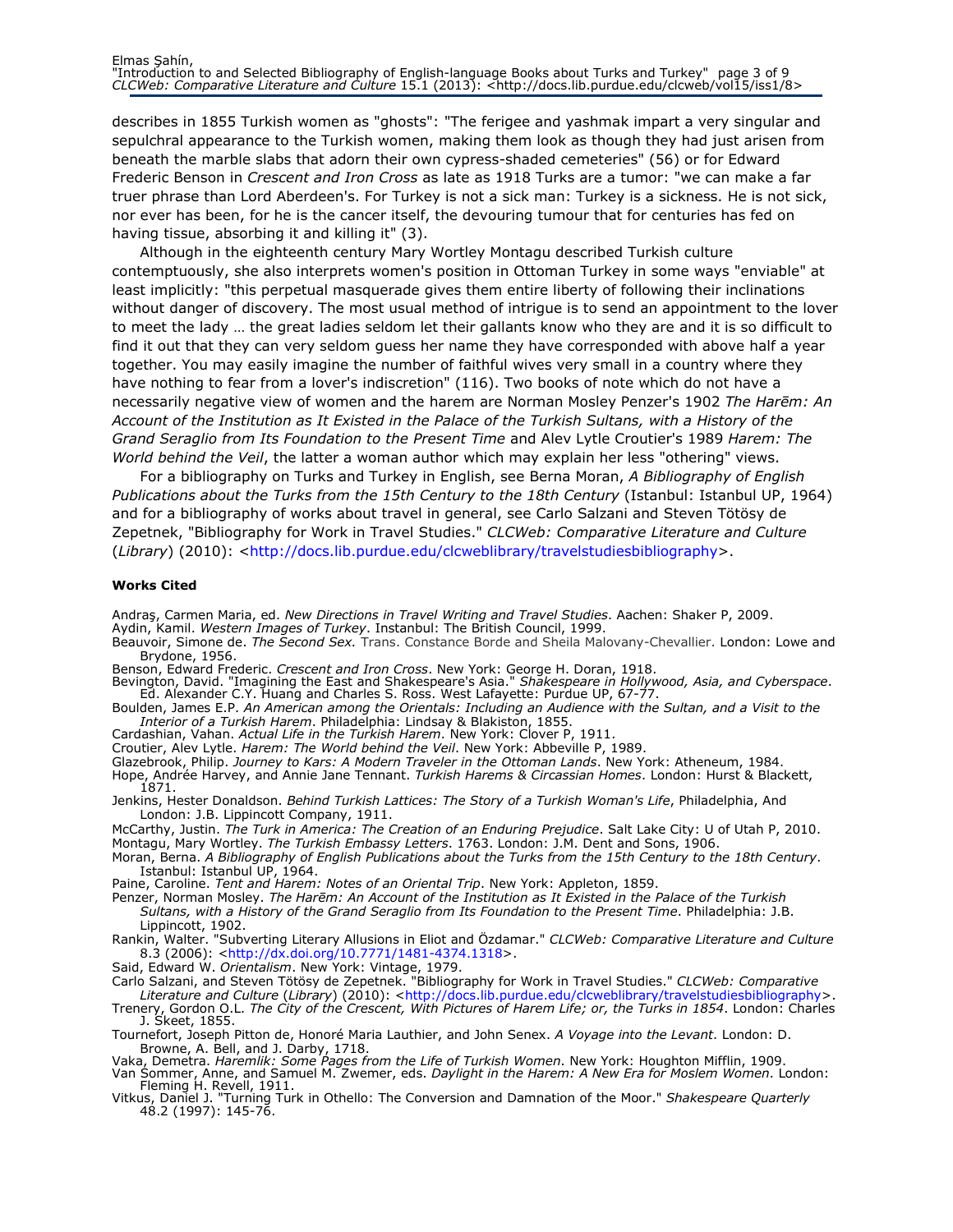describes in 1855 Turkish women as "ghosts": "The ferigee and yashmak impart a very singular and sepulchral appearance to the Turkish women, making them look as though they had just arisen from beneath the marble slabs that adorn their own cypress-shaded cemeteries" (56) or for Edward Frederic Benson in *Crescent and Iron Cross* as late as 1918 Turks are a tumor: "we can make a far truer phrase than Lord Aberdeen's. For Turkey is not a sick man: Turkey is a sickness. He is not sick, nor ever has been, for he is the cancer itself, the devouring tumour that for centuries has fed on having tissue, absorbing it and killing it" (3).

Although in the eighteenth century Mary Wortley Montagu described Turkish culture contemptuously, she also interprets women's position in Ottoman Turkey in some ways "enviable" at least implicitly: "this perpetual masquerade gives them entire liberty of following their inclinations without danger of discovery. The most usual method of intrigue is to send an appointment to the lover to meet the lady … the great ladies seldom let their gallants know who they are and it is so difficult to find it out that they can very seldom guess her name they have corresponded with above half a year together. You may easily imagine the number of faithful wives very small in a country where they have nothing to fear from a lover's indiscretion" (116). Two books of note which do not have a necessarily negative view of women and the harem are Norman Mosley Penzer's 1902 *The Harēm: An Account of the Institution as It Existed in the Palace of the Turkish Sultans, with a History of the Grand Seraglio from Its Foundation to the Present Time* and Alev Lytle Croutier's 1989 *Harem: The World behind the Veil*, the latter a woman author which may explain her less "othering" views.

For a bibliography on Turks and Turkey in English, see Berna Moran, *A Bibliography of English Publications about the Turks from the 15th Century to the 18th Century* (Istanbul: Istanbul UP, 1964) and for a bibliography of works about travel in general, see Carlo Salzani and Steven Tötösy de Zepetnek, "Bibliography for Work in Travel Studies." *CLCWeb: Comparative Literature and Culture* (*Library*) (2010): <http://docs.lib.purdue.edu/clcweblibrary/travelstudiesbibliography>.

**Works Cited**

Andraş, Carmen Maria, ed. *New Directions in Travel Writing and Travel Studies*. Aachen: Shaker P, 2009.

Aydin, Kamil. *Western Images of Turkey*. Instanbul: The British Council, 1999.

Beauvoir, Simone de. *The Second Sex.* Trans. Constance Borde and Sheila Malovany-Chevallier. London: Lowe and Brydone, 1956.

Benson, Edward Frederic. *Crescent and Iron Cross*. New York: George H. Doran, 1918.

Bevington, David. "Imagining the East and Shakespeare's Asia." *Shakespeare in Hollywood, Asia, and Cyberspace*. Ed. Alexander C.Y. Huang and Charles S. Ross. West Lafayette: Purdue UP, 67-77.

Boulden, James E.P. *An American among the Orientals: Including an Audience with the Sultan, and a Visit to the Interior of a Turkish Harem*. Philadelphia: Lindsay & Blakiston, 1855.

Cardashian, Vahan. *Actual Life in the Turkish Harem*. New York: Clover P, 1911.

Croutier, Alev Lytle. *Harem: The World behind the Veil*. New York: Abbeville P, 1989.

Glazebrook, Philip. *Journey to Kars: A Modern Traveler in the Ottoman Lands*. New York: Atheneum, 1984.

Hope, Andrée Harvey, and Annie Jane Tennant. *Turkish Harems & Circassian Homes*. London: Hurst & Blackett, 1871.

Jenkins, Hester Donaldson. *Behind Turkish Lattices: The Story of a Turkish Woman's Life*, Philadelphia, And London: J.B. Lippincott Company, 1911.

McCarthy, Justin. *The Turk in America: The Creation of an Enduring Prejudice*. Salt Lake City: U of Utah P, 2010.

Montagu, Mary Wortley. *The Turkish Embassy Letters*. 1763. London: J.M. Dent and Sons, 1906.

Moran, Berna. *A Bibliography of English Publications about the Turks from the 15th Century to the 18th Century*. Istanbul: Istanbul UP, 1964.

Paine, Caroline. *Tent and Harem: Notes of an Oriental Trip*. New York: Appleton, 1859.

Penzer, Norman Mosley. *The Harēm: An Account of the Institution as It Existed in the Palace of the Turkish Sultans, with a History of the Grand Seraglio from Its Foundation to the Present Time*. Philadelphia: J.B. Lippincott, 1902.

Rankin, Walter. "Subverting Literary Allusions in Eliot and Özdamar." *CLCWeb: Comparative Literature and Culture* 8.3 (2006): <http://dx.doi.org/10.7771/1481-4374.1318>.

Said, Edward W. *Orientalism*. New York: Vintage, 1979.

Carlo Salzani, and Steven Tötösy de Zepetnek. "Bibliography for Work in Travel Studies." *CLCWeb: Comparative Literature and Culture* (*Library*) (2010): <http://docs.lib.purdue.edu/clcweblibrary/travelstudiesbibliography>.

Trenery, Gordon O.L. *The City of the Crescent, With Pictures of Harem Life; or, the Turks in 1854*. London: Charles J. Skeet, 1855.

Tournefort, Joseph Pitton de, Honoré Maria Lauthier, and John Senex. *A Voyage into the Levant*. London: D. Browne, A. Bell, and J. Darby, 1718.

Vaka, Demetra. *Haremlik: Some Pages from the Life of Turkish Women*. New York: Houghton Mifflin, 1909.

Van Sommer, Anne, and Samuel M. Zwemer, eds. *Daylight in the Harem: A New Era for Moslem Women*. London: Fleming H. Revell, 1911.

Vitkus, Daniel J. "Turning Turk in Othello: The Conversion and Damnation of the Moor." *Shakespeare Quarterly* 48.2 (1997): 145-76.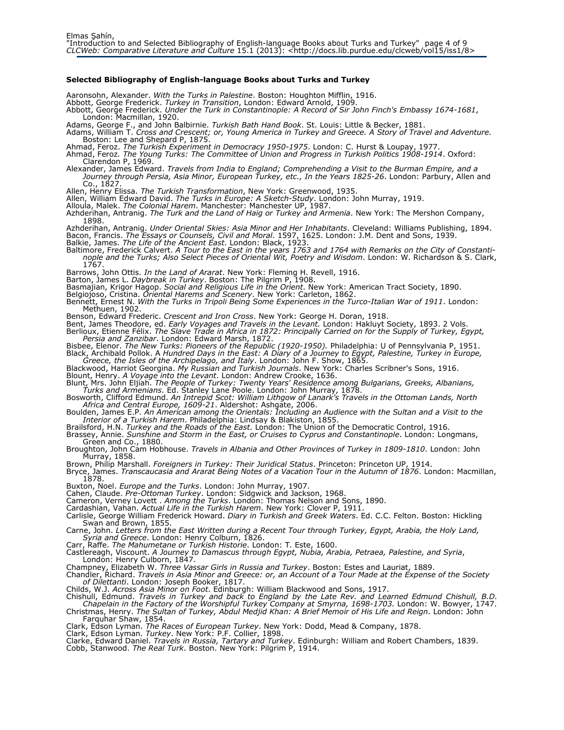### Selected Bibliography of English-language Books about Turks and Turkey

Aaronsohn, Alexander. *With the Turks in Palestine*. Boston: Houghton Mifflin, 1916.

Abbott, George Frederick. *Turkey in Transition*, London: Edward Arnold, 1909.

Abbott, George Frederick. *Under the Turk in Constantinople: A Record of Sir John Finch's Embassy 1674-1681*, London: Macmillan, 1920.

Adams, George F., and John Balbirnie. *Turkish Bath Hand Book*. St. Louis: Little & Becker, 1881.

Adams, William T. *Cross and Crescent; or, Young America in Turkey and Greece. A Story of Travel and Adventure.* Boston: Lee and Shepard P, 1875.

Ahmad, Feroz. *The Turkish Experiment in Democracy 1950-1975*. London: C. Hurst & Loupay, 1977.

Ahmad, Feroz. *The Young Turks: The Committee of Union and Progress in Turkish Politics 1908-1914*. Oxford: Clarendon P, 1969.

Alexander, James Edward. *Travels from India to England; Comprehending a Visit to the Burman Empire, and a Journey through Persia, Asia Minor, European Turkey, etc., In the Years 1825-26*. London: Parbury, Allen and Co., 1827.

Allen, Henry Elissa. *The Turkish Transformation*, New York: Greenwood, 1935.

Allen, William Edward David. *The Turks in Europe: A Sketch-Study*. London: John Murray, 1919.

Alloula, Malek. *The Colonial Harem*. Manchester: Manchester UP, 1987.

Azhderihan, Antranig. *The Turk and the Land of Haig or Turkey and Armenia*. New York: The Mershon Company, 1898.

Azhderihan, Antranig. *Under Oriental Skies: Asia Minor and Her Inhabitants*. Cleveland: Williams Publishing, 1894.

Bacon, Francis. *The Essays or Counsels, Civil and Moral*. 1597, 1625. London: J.M. Dent and Sons, 1939.

Balkie, James. *The Life of the Ancient East*. London: Black, 1923.

Baltimore, Frederick Calvert. *A Tour to the East in the years 1763 and 1764 with Remarks on the City of Constantinople and the Turks; Also Select Pieces of Oriental Wit, Poetry and Wisdom*. London: W. Richardson & S. Clark, 1767.

Barrows, John Ottis. *In the Land of Ararat*. New York: Fleming H. Revell, 1916.

Barton, James L. *Daybreak in Turkey*. Boston: The Pilgrim P, 1908.

Basmajian, Krigor Hagop. *Social and Religious Life in the Orient*. New York: American Tract Society, 1890.

Belgiojoso, Cristina. *Oriental Harems and Scenery*. New York: Carleton, 1862.

Bennett, Ernest N. *With the Turks in Tripoli Being Some Experiences in the Turco-Italian War of 1911*. London: Methuen, 1902.

Benson, Edward Frederic. *Crescent and Iron Cross*. New York: George H. Doran, 1918.

Bent, James Theodore, ed. *Early Voyages and Travels in the Levant.* London: Hakluyt Society, 1893. 2 Vols.

Berlioux, Etienne Félix. *The Slave Trade in Africa in 1872: Principally Carried on for the Supply of Turkey, Egypt, Persia and Zanzibar*. London: Edward Marsh, 1872.

Bisbee, Elenor. *The New Turks: Pioneers of the Republic (1920-1950).* Philadelphia: U of Pennsylvania P, 1951.

Black, Archibald Pollok. A *Hundred Days in the East: A Diary of a Journey to Egypt, Palestine, Turkey in Europe, Greece, the Isles of the Archipelago, and Italy*. London: John F. Show, 1865.

Blackwood, Harriot Georgina. *My Russian and Turkish Journals*. New York: Charles Scribner's Sons, 1916.

Blount, Henry. *A Voyage into the Levant*. London: Andrew Crooke, 1636.

Blunt, Mrs. John Eljiah. *The People of Turkey: Twenty Years' Residence among Bulgarians, Greeks, Albanians, Turks and Armenians*. Ed. Stanley Lane Poole. London: John Murray, 1878.

Bosworth, Clifford Edmund. *An Intrepid Scot: William Lithgow of Lanark's Travels in the Ottoman Lands, North Africa and Central Europe, 1609-21*. Aldershot: Ashgate, 2006.

Boulden, James E.P. *An American among the Orientals: Including an Audience with the Sultan and a Visit to the Interior of a Turkish Harem*. Philadelphia: Lindsay & Blakiston, 1855.

Brailsford, H.N. *Turkey and the Roads of the East*. London: The Union of the Democratic Control, 1916.

Brassey, Annie. *Sunshine and Storm in the East, or Cruises to Cyprus and Constantinople*. London: Longmans, Green and Co., 1880.

Broughton, John Cam Hobhouse. *Travels in Albania and Other Provinces of Turkey in 1809-1810*. London: John Murray, 1858.

Brown, Philip Marshall. *Foreigners in Turkey: Their Juridical Status*. Princeton: Princeton UP, 1914.

Bryce, James. *Transcaucasia and Ararat Being Notes of a Vacation Tour in the Autumn of 1876*. London: Macmillan, 1878.

Buxton, Noel. *Europe and the Turks*. London: John Murray, 1907.

Cahen, Claude. *Pre-Ottoman Turkey*. London: Sidgwick and Jackson, 1968.

Cameron, Verney Lovett . *Among the Turks*. London: Thomas Nelson and Sons, 1890.

Cardashian, Vahan. *Actual Life in the Turkish Harem*. New York: Clover P, 1911.

Carlisle, George William Frederick Howard. *Diary in Turkish and Greek Waters*. Ed. C.C. Felton. Boston: Hickling Swan and Brown, 1855.

Carne, John. *Letters from the East Written during a Recent Tour through Turkey, Egypt, Arabia, the Holy Land, Syria and Greece*. London: Henry Colburn, 1826.

Carr, Raffe. *The Mahumetane or Turkish Historie*. London: T. Este, 1600.

Castlereagh, Viscount. *A Journey to Damascus through Egypt, Nubia, Arabia, Petraea, Palestine, and Syria*, London: Henry Culborn, 1847.

Champney, Elizabeth W. *Three Vassar Girls in Russia and Turkey*. Boston: Estes and Lauriat, 1889.

Chandler, Richard. *Travels in Asia Minor and Greece: or, an Account of a Tour Made at the Expense of the Society of Dilettanti*. London: Joseph Booker, 1817.

Childs, W.J. *Across Asia Minor on Foot*. Edinburgh: William Blackwood and Sons, 1917.

Chishull, Edmund. *Travels in Turkey and back to England by the Late Rev. and Learned Edmund Chishull, B.D. Chapelain in the Factory of the Worshipful Turkey Company at Smyrna, 1698-1703.* London: W. Bowyer, 1747.

Christmas, Henry. *The Sultan of Turkey, Abdul Medjid Khan: A Brief Memoir of His Life and Reign*. London: John Farquhar Shaw, 1854.

Clark, Edson Lyman. *The Races of European Turkey*. New York: Dodd, Mead & Company, 1878.

Clark, Edson Lyman. *Turkey*. New York: P.F. Collier, 1898.

Clarke, Edward Daniel. *Travels in Russia, Tartary and Turkey*. Edinburgh: William and Robert Chambers, 1839.

Cobb, Stanwood. *The Real Turk*. Boston. New York: Pilgrim P, 1914.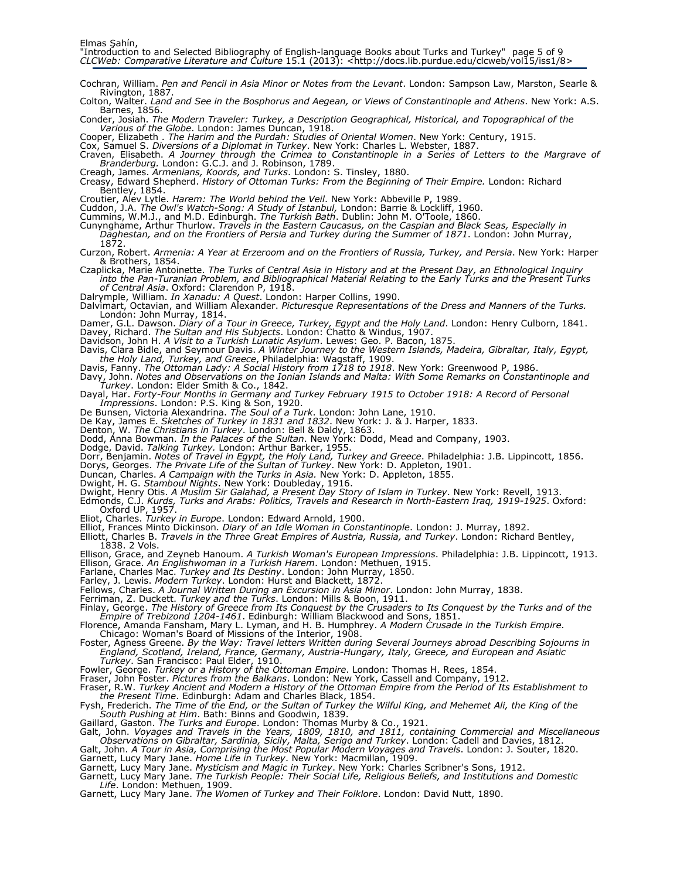Cochran, William. *Pen and Pencil in Asia Minor or Notes from the Levant*. London: Sampson Law, Marston, Searle & Rivington, 1887.

Colton, Walter. *Land and See in the Bosphorus and Aegean, or Views of Constantinople and Athens*. New York: A.S. Barnes, 1856.

Conder, Josiah. *The Modern Traveler: Turkey, a Description Geographical, Historical, and Topographical of the Various of the Globe*. London: James Duncan, 1918.

Cooper, Elizabeth . *The Harim and the Purdah: Studies of Oriental Women*. New York: Century, 1915.

Cox, Samuel S. *Diversions of a Diplomat in Turkey*. New York: Charles L. Webster, 1887.

Craven, Elisabeth. *A Journey through the Crimea to Constantinople in a Series of Letters to the Margrave of Branderburg.* London: G.C.J. and J. Robinson, 1789.

Creagh, James. *Armenians, Koords, and Turks*. London: S. Tinsley, 1880.

Creasy, Edward Shepherd. *History of Ottoman Turks: From the Beginning of Their Empire.* London: Richard Bentley, 1854.

Croutier, Alev Lytle. *Harem: The World behind the Veil*. New York: Abbeville P, 1989.

Cuddon, J.A. *The Owl's Watch-Song: A Study of Istanbul,* London: Barrie & Lockliff, 1960.

Cummins, W.M.J., and M.D. Edinburgh. *The Turkish Bath*. Dublin: John M. O'Toole, 1860.

Cunynghame, Arthur Thurlow. *Travels in the Eastern Caucasus, on the Caspian and Black Seas, Especially in Daghestan, and on the Frontiers of Persia and Turkey during the Summer of 1871*. London: John Murray, 1872.

Curzon, Robert. *Armenia: A Year at Erzeroom and on the Frontiers of Russia, Turkey, and Persia*. New York: Harper & Brothers, 1854.

Czaplicka, Marie Antoinette. *The Turks of Central Asia in History and at the Present Day, an Ethnological Inquiry into the Pan-Turanian Problem, and Bibliographical Material Relating to the Early Turks and the Present Turks of Central Asia*. Oxford: Clarendon P, 1918.

Dalrymple, William. *In Xanadu: A Quest*. London: Harper Collins, 1990.

Dalvimart, Octavian, and William Alexander. *Picturesque Representations of the Dress and Manners of the Turks.* London: John Murray, 1814.

Damer, G.L. Dawson. *Diary of a Tour in Greece, Turkey, Egypt and the Holy Land*. London: Henry Culborn, 1841.

Davey, Richard. *The Sultan and His Subjects*. London: Chatto & Windus, 1907.

Davidson, John H. *A Visit to a Turkish Lunatic Asylum*. Lewes: Geo. P. Bacon, 1875.

Davis, Clara Bidle, and Seymour Davis. *A Winter Journey to the Western Islands, Madeira, Gibraltar, Italy, Egypt, the Holy Land, Turkey, and Greece*, Philadelphia: Wagstaff, 1909.

Davis, Fanny. *The Ottoman Lady: A Social History from 1718 to 1918*. New York: Greenwood P, 1986.

Davy, John. *Notes and Observations on the Ionian Islands and Malta: With Some Remarks on Constantinople and Turkey*. London: Elder Smith & Co., 1842.

Dayal, Har. *Forty-Four Months in Germany and Turkey February 1915 to October 1918: A Record of Personal Impressions*. London: P.S. King & Son, 1920.

De Bunsen, Victoria Alexandrina. *The Soul of a Turk*. London: John Lane, 1910.

De Kay, James E. *Sketches of Turkey in 1831 and 1832*. New York: J. & J. Harper, 1833.

Denton, W. *The Christians in Turkey*. London: Bell & Daldy, 1863.

Dodd, Anna Bowman. *In the Palaces of the Sultan*. New York: Dodd, Mead and Company, 1903.

Dodge, David. *Talking Turkey.* London: Arthur Barker, 1955.

Dorr, Benjamin. *Notes of Travel in Egypt, the Holy Land, Turkey and Greece*. Philadelphia: J.B. Lippincott, 1856.

Dorys, Georges. *The Private Life of the Sultan of Turkey*. New York: D. Appleton, 1901.

Duncan, Charles. *A Campaign with the Turks in Asia.* New York: D. Appleton, 1855.

Dwight, H. G. *Stamboul Nights*. New York: Doubleday, 1916.

Dwight, Henry Otis. *A Muslim Sir Galahad, a Present Day Story of Islam in Turkey*. New York: Revell, 1913.

Edmonds, C.J. *Kurds, Turks and Arabs: Politics, Travels and Research in North-Eastern Iraq, 1919-1925*. Oxford: Oxford UP, 1957.

Eliot, Charles. *Turkey in Europe*. London: Edward Arnold, 1900.

Elliot, Frances Minto Dickinson. *Diary of an Idle Woman in Constantinople.* London: J. Murray, 1892.

Elliott, Charles B. *Travels in the Three Great Empires of Austria, Russia, and Turkey*. London: Richard Bentley, 1838. 2 Vols.

Ellison, Grace, and Zeyneb Hanoum. *A Turkish Woman's European Impressions*. Philadelphia: J.B. Lippincott, 1913.

Ellison, Grace. *An Englishwoman in a Turkish Harem*. London: Methuen, 1915.

Farlane, Charles Mac. *Turkey and Its Destiny*. London: John Murray, 1850.

Farley, J. Lewis. *Modern Turkey*. London: Hurst and Blackett, 1872.

Fellows, Charles. *A Journal Written During an Excursion in Asia Minor*. London: John Murray, 1838.

Ferriman, Z. Duckett. *Turkey and the Turks*. London: Mills & Boon, 1911.

Finlay, George. *The History of Greece from Its Conquest by the Crusaders to Its Conquest by the Turks and of the Empire of Trebizond 1204-1461*. Edinburgh: William Blackwood and Sons, 1851.

Florence, Amanda Fansham, Mary L. Lyman, and H. B. Humphrey. *A Modern Crusade in the Turkish Empire.* Chicago: Woman's Board of Missions of the Interior, 1908.

Foster, Agness Greene. *By the Way: Travel letters Written during Several Journeys abroad Describing Sojourns in England, Scotland, Ireland, France, Germany, Austria-Hungary, Italy, Greece, and European and Asiatic Turkey*. San Francisco: Paul Elder, 1910.

Fowler, George. *Turkey or a History of the Ottoman Empire*. London: Thomas H. Rees, 1854.

Fraser, John Foster. *Pictures from the Balkans*. London: New York, Cassell and Company, 1912.

Fraser, R.W. *Turkey Ancient and Modern a History of the Ottoman Empire from the Period of Its Establishment to the Present Time*. Edinburgh: Adam and Charles Black, 1854.

Fysh, Frederich. *The Time of the End, or the Sultan of Turkey the Wilful King, and Mehemet Ali, the King of the South Pushing at Him*. Bath: Binns and Goodwin, 1839.

Gaillard, Gaston. *The Turks and Europe*. London: Thomas Murby & Co., 1921.

Galt, John. *Voyages and Travels in the Years, 1809, 1810, and 1811, containing Commercial and Miscellaneous Observations on Gibraltar, Sardinia, Sicily, Malta, Serigo and Turkey*. London: Cadell and Davies, 1812.

Galt, John. *A Tour in Asia, Comprising the Most Popular Modern Voyages and Travels*. London: J. Souter, 1820.

Garnett, Lucy Mary Jane. *Home Life in Turkey*. New York: Macmillan, 1909.

Garnett, Lucy Mary Jane. *Mysticism and Magic in Turkey*. New York: Charles Scribner's Sons, 1912.

Garnett, Lucy Mary Jane. *The Turkish People: Their Social Life, Religious Beliefs, and Institutions and Domestic Life*. London: Methuen, 1909.

Garnett, Lucy Mary Jane. *The Women of Turkey and Their Folklore*. London: David Nutt, 1890.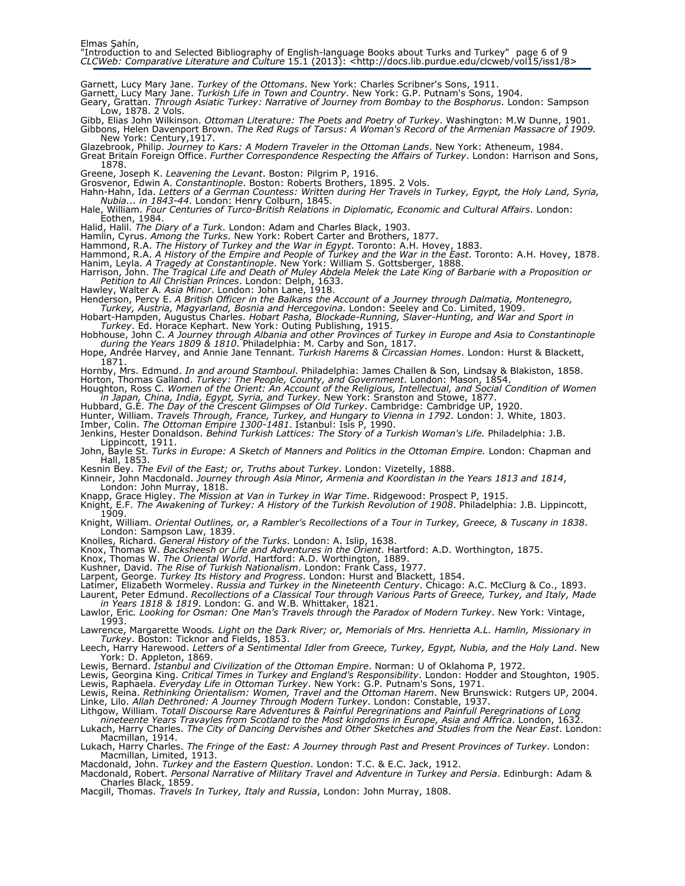Garnett, Lucy Mary Jane. *Turkey of the Ottomans*. New York: Charles Scribner's Sons, 1911.

Garnett, Lucy Mary Jane. *Turkish Life in Town and Country*. New York: G.P. Putnam's Sons, 1904.

Geary, Grattan. *Through Asiatic Turkey: Narrative of Journey from Bombay to the Bosphorus*. London: Sampson Low, 1878. 2 Vols.

Gibb, Elias John Wilkinson. *Ottoman Literature: The Poets and Poetry of Turkey*. Washington: M.W Dunne, 1901.

Gibbons, Helen Davenport Brown. *The Red Rugs of Tarsus: A Woman's Record of the Armenian Massacre of 1909.* New York: Century,1917.

Glazebrook, Philip. *Journey to Kars: A Modern Traveler in the Ottoman Lands*. New York: Atheneum, 1984.

Great Britain Foreign Office. *Further Correspondence Respecting the Affairs of Turkey*. London: Harrison and Sons, 1878.

Greene, Joseph K. *Leavening the Levant*. Boston: Pilgrim P, 1916.

Grosvenor, Edwin A. *Constantinople*. Boston: Roberts Brothers, 1895. 2 Vols.

Hahn-Hahn, Ida. *Letters of a German Countess: Written during Her Travels in Turkey, Egypt, the Holy Land, Syria, Nubia... in 1843-44*. London: Henry Colburn, 1845.

Hale, William. *Four Centuries of Turco-British Relations in Diplomatic, Economic and Cultural Affairs*. London: Eothen, 1984.

Halid, Halil. *The Diary of a Turk*. London: Adam and Charles Black, 1903.

Hamlin, Cyrus. *Among the Turks*. New York: Robert Carter and Brothers, 1877.

Hammond, R.A. *The History of Turkey and the War in Egypt*. Toronto: A.H. Hovey, 1883.

Hammond, R.A. *A History of the Empire and People of Turkey and the War in the East*. Toronto: A.H. Hovey, 1878.

Hanim, Leyla. *A Tragedy at Constantinople*. New York: William S. Gottsberger, 1888.

Harrison, John. *The Tragical Life and Death of Muley Abdela Melek the Late King of Barbarie with a Proposition or Petition to All Christian Princes*. London: Delph, 1633.

Hawley, Walter A. *Asia Minor*. London: John Lane, 1918.

Henderson, Percy E. *A British Officer in the Balkans the Account of a Journey through Dalmatia, Montenegro, Turkey, Austria, Magyarland, Bosnia and Hercegovina*. London: Seeley and Co. Limited, 1909.

Hobart-Hampden, Augustus Charles. *Hobart Pasha, Blockade-Running, Slaver-Hunting, and War and Sport in Turkey*. Ed. Horace Kephart. New York: Outing Publishıng, 1915.

Hobhouse, John C. *A Journey through Albania and other Provinces of Turkey in Europe and Asia to Constantinople during the Years 1809 & 1810*. Philadelphia: M. Carby and Son, 1817.

Hope, Andrée Harvey, and Annie Jane Tennant. *Turkish Harems & Circassian Homes*. London: Hurst & Blackett, 1871.

Hornby, Mrs. Edmund. *In and around Stamboul*. Philadelphia: James Challen & Son, Lindsay & Blakiston, 1858.

Horton, Thomas Galland. *Turkey: The People, County, and Government*. London: Mason, 1854.

Houghton, Ross C. *Women of the Orient: An Account of the Religious, Intellectual, and Social Condition of Women in Japan, China, India, Egypt, Syria, and Turkey*. New York: Sranston and Stowe, 1877.

Hubbard, G.E. *The Day of the Crescent Glimpses of Old Turkey*. Cambridge: Cambridge UP, 1920.

Hunter, William. *Travels Through, France, Turkey, and Hungary to Vienna in 1792*. London: J. White, 1803.

Imber, Colin. *The Ottoman Empire 1300-1481*. Istanbul: Isis P, 1990.

Jenkins, Hester Donaldson. *Behind Turkish Lattices: The Story of a Turkish Woman's Life.* Philadelphia: J.B. Lippincott, 1911.

John, Bayle St. *Turks in Europe: A Sketch of Manners and Politics in the Ottoman Empire.* London: Chapman and Hall, 1853.

Kesnin Bey. *The Evil of the East; or, Truths about Turkey*. London: Vizetelly, 1888.

Kinneir, John Macdonald. *Journey through Asia Minor, Armenia and Koordistan in the Years 1813 and 1814*, London: John Murray, 1818.

Knapp, Grace Higley. *The Mission at Van in Turkey in War Time*. Ridgewood: Prospect P, 1915.

Knight, E.F. *The Awakening of Turkey: A History of the Turkish Revolution of 1908*. Philadelphia: J.B. Lippincott, 1909.

Knight, William. *Oriental Outlines, or, a Rambler's Recollections of a Tour in Turkey, Greece, & Tuscany in 1838*. London: Sampson Law, 1839.

Knolles, Richard. *General History of the Turks*. London: A. Islip, 1638.

Knox, Thomas W. *Backsheesh or Life and Adventures in the Orient*. Hartford: A.D. Worthington, 1875.

Knox, Thomas W. *The Oriental World*. Hartford: A.D. Worthington, 1889.

Kushner, David. *The Rise of Turkish Nationalism*. London: Frank Cass, 1977.

Larpent, George. *Turkey Its History and Progress*. London: Hurst and Blackett, 1854.

Latimer, Elizabeth Wormeley. *Russia and Turkey in the Nineteenth Century*. Chicago: A.C. McClurg & Co., 1893.

Laurent, Peter Edmund. *Recollections of a Classical Tour through Various Parts of Greece, Turkey, and Italy, Made in Years 1818 & 1819*. London: G. and W.B. Whittaker, 1821.

Lawlor, Eric*. Looking for Osman: One Man's Travels through the Paradox of Modern Turkey*. New York: Vintage, 1993.

Lawrence, Margarette Woods*. Light on the Dark River; or, Memorials of Mrs. Henrietta A.L. Hamlin, Missionary in Turkey*. Boston: Ticknor and Fields, 1853.

Leech, Harry Harewood. *Letters of a Sentimental Idler from Greece, Turkey, Egypt, Nubia, and the Holy Land*. New York: D. Appleton, 1869.

Lewis, Bernard. *Istanbul and Civilization of the Ottoman Empire*. Norman: U of Oklahoma P, 1972.

Lewis, Georgina King. *Critical Times in Turkey and England's Responsibility*. London: Hodder and Stoughton, 1905.

Lewis, Raphaela. *Everyday Life in Ottoman Turkey*. New York: G.P. Putnam's Sons, 1971.

Lewis, Reina. *Rethinking Orientalism: Women, Travel and the Ottoman Harem*. New Brunswick: Rutgers UP, 2004.

Linke, Lilo. *Allah Dethroned: A Journey Through Modern Turkey*. London: Constable, 1937.

Lithgow, William. *Totall Discourse Rare Adventures & Painful Peregrinations and Painfull Peregrinations of Long nineteente Years Travayles from Scotland to the Most kingdoms in Europe, Asia and Affrica*. London, 1632.

Lukach, Harry Charles. *The City of Dancing Dervishes and Other Sketches and Studies from the Near East*. London: Macmillan, 1914.

Lukach, Harry Charles. *The Fringe of the East: A Journey through Past and Present Provinces of Turkey*. London: Macmillan, Limited, 1913.

Macdonald, John. *Turkey and the Eastern Question*. London: T.C. & E.C. Jack, 1912.

Macdonald, Robert. *Personal Narrative of Military Travel and Adventure in Turkey and Persia*. Edinburgh: Adam & Charles Black, 1859.

Macgill, Thomas. *Travels In Turkey, Italy and Russia*, London: John Murray, 1808.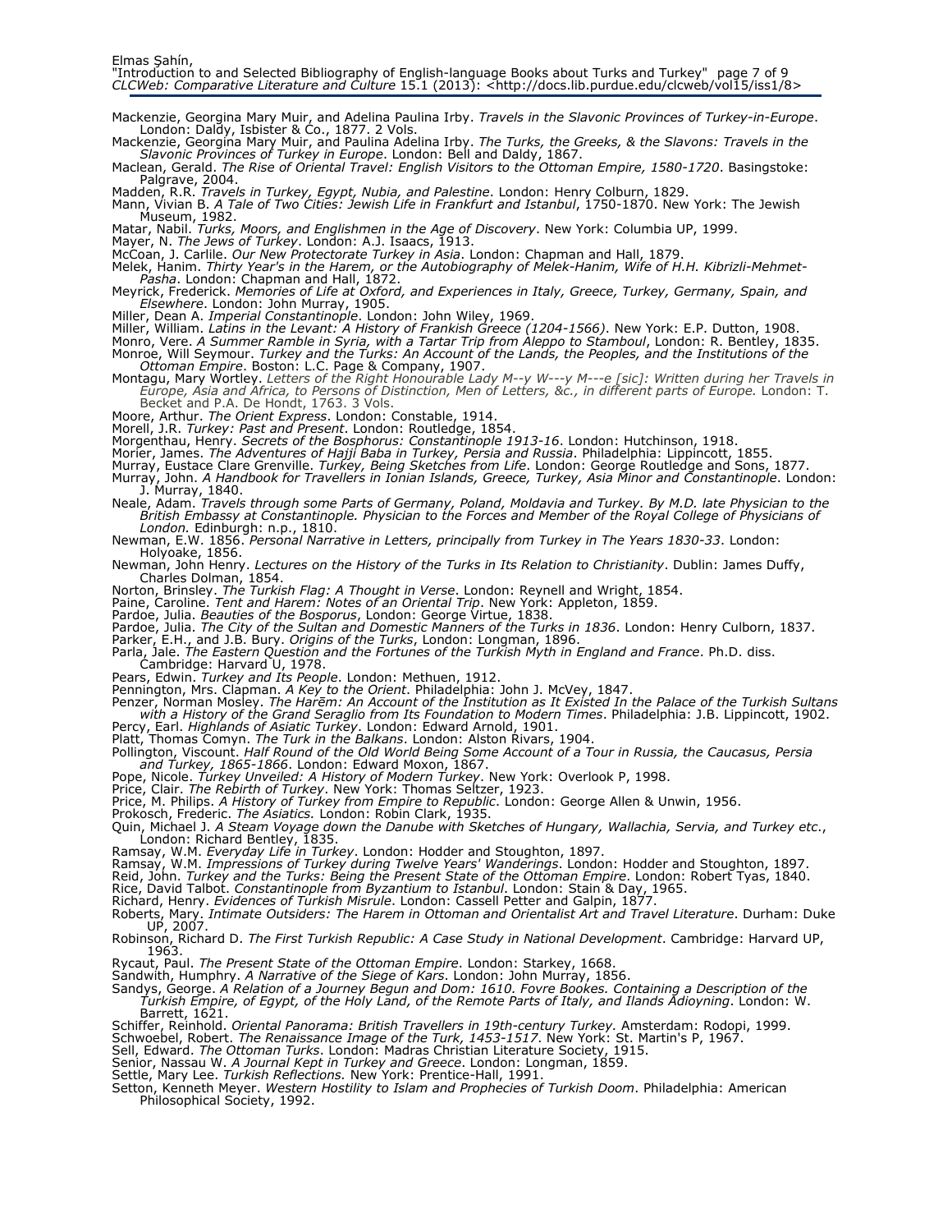Mackenzie, Georgina Mary Muir, and Adelina Paulina Irby. *Travels in the Slavonic Provinces of Turkey-in-Europe*. London: Daldy, Isbister & Co., 1877. 2 Vols.

Mackenzie, Georgina Mary Muir, and Paulina Adelina Irby. *The Turks, the Greeks, & the Slavons: Travels in the Slavonic Provinces of Turkey in Europe*. London: Bell and Daldy, 1867.

Maclean, Gerald. *The Rise of Oriental Travel: English Visitors to the Ottoman Empire, 1580-1720*. Basingstoke: Palgrave, 2004.

Madden, R.R. *Travels in Turkey, Egypt, Nubia, and Palestine*. London: Henry Colburn, 1829.

Mann, Vivian B. *A Tale of Two Cities: Jewish Life in Frankfurt and Istanbul*, 1750-1870. New York: The Jewish Museum, 1982.

Matar, Nabil. *Turks, Moors, and Englishmen in the Age of Discovery*. New York: Columbia UP, 1999.

Mayer, N. *The Jews of Turkey*. London: A.J. Isaacs, 1913.

McCoan, J. Carlile. *Our New Protectorate Turkey in Asia*. London: Chapman and Hall, 1879.

Melek, Hanim. *Thirty Year's in the Harem, or the Autobiography of Melek-Hanim, Wife of H.H. Kibrizli-Mehmet-Pasha*. London: Chapman and Hall, 1872.

Meyrick, Frederick. *Memories of Life at Oxford, and Experiences in Italy, Greece, Turkey, Germany, Spain, and Elsewhere*. London: John Murray, 1905.

Miller, Dean A. *Imperial Constantinople*. London: John Wiley, 1969.

Miller, William. *Latins in the Levant: A History of Frankish Greece (1204-1566)*. New York: E.P. Dutton, 1908.

Monro, Vere. *A Summer Ramble in Syria, with a Tartar Trip from Aleppo to Stamboul*, London: R. Bentley, 1835.

Monroe, Will Seymour. *Turkey and the Turks: An Account of the Lands, the Peoples, and the Institutions of the Ottoman Empire*. Boston: L.C. Page & Company, 1907.

Montagu, Mary Wortley. *Letters of the Right Honourable Lady M--y W---y M---e [sic]: Written during her Travels in Europe, Asia and Africa, to Persons of Distinction, Men of Letters, &c., in different parts of Europe.* London: T. Becket and P.A. De Hondt, 1763. 3 Vols.

Moore, Arthur. *The Orient Express*. London: Constable, 1914.

Morell, J.R. *Turkey: Past and Present*. London: Routledge, 1854.

Morgenthau, Henry. *Secrets of the Bosphorus: Constantinople 1913-16*. London: Hutchinson, 1918.

Morier, James. *The Adventures of Hajji Baba in Turkey, Persia and Russia*. Philadelphia: Lippincott, 1855.

Murray, Eustace Clare Grenville. *Turkey, Being Sketches from Life*. London: George Routledge and Sons, 1877.

Murray, John. *A Handbook for Travellers in Ionian Islands, Greece, Turkey, Asia Minor and Constantinople*. London: J. Murray, 1840.

Neale, Adam. *Travels through some Parts of Germany, Poland, Moldavia and Turkey. By M.D. late Physician to the British Embassy at Constantinople. Physician to the Forces and Member of the Royal College of Physicians of London.* Edinburgh: n.p., 1810.

Newman, E.W. 1856. *Personal Narrative in Letters, principally from Turkey in The Years 1830-33*. London: Holyoake, 1856.

Newman, John Henry. *Lectures on the History of the Turks in Its Relation to Christianity*. Dublin: James Duffy, Charles Dolman, 1854.

Norton, Brinsley. *The Turkish Flag: A Thought in Verse*. London: Reynell and Wright, 1854.

Paine, Caroline. *Tent and Harem: Notes of an Oriental Trip*. New York: Appleton, 1859.

Pardoe, Julia. *Beauties of the Bosporus*, London: George Virtue, 1838.

Pardoe, Julia. *The City of the Sultan and Domestic Manners of the Turks in 1836*. London: Henry Culborn, 1837.

Parker, E.H., and J.B. Bury. *Origins of the Turks*, London: Longman, 1896.

Parla, Jale. *The Eastern Question and the Fortunes of the Turkish Myth in England and France*. Ph.D. diss. Cambridge: Harvard U, 1978.

Pears, Edwin. *Turkey and Its People*. London: Methuen, 1912.

Pennington, Mrs. Clapman. *A Key to the Orient*. Philadelphia: John J. McVey, 1847.

Penzer, Norman Mosley. *The Harēm: An Account of the Institution as It Existed In the Palace of the Turkish Sultans with a History of the Grand Seraglio from Its Foundation to Modern Times*. Philadelphia: J.B. Lippincott, 1902.

Percy, Earl. *Highlands of Asiatic Turkey*. London: Edward Arnold, 1901.

Platt, Thomas Comyn. *The Turk in the Balkans*. London: Alston Rivars, 1904.

Pollington, Viscount. *Half Round of the Old World Being Some Account of a Tour in Russia, the Caucasus, Persia and Turkey, 1865-1866*. London: Edward Moxon, 1867.

Pope, Nicole. *Turkey Unveiled: A History of Modern Turkey*. New York: Overlook P, 1998.

Price, Clair. *The Rebirth of Turkey*. New York: Thomas Seltzer, 1923.

Price, M. Philips. *A History of Turkey from Empire to Republic*. London: George Allen & Unwin, 1956.

Prokosch, Frederic. *The Asiatics.* London: Robin Clark, 1935.

Quin, Michael J. *A Steam Voyage down the Danube with Sketches of Hungary, Wallachia, Servia, and Turkey etc.*, London: Richard Bentley, 1835.

Ramsay, W.M. *Everyday Life in Turkey*. London: Hodder and Stoughton, 1897.

Ramsay, W.M. *Impressions of Turkey during Twelve Years' Wanderings*. London: Hodder and Stoughton, 1897.

Reid, John. *Turkey and the Turks: Being the Present State of the Ottoman Empire*. London: Robert Tyas, 1840.

Rice, David Talbot. *Constantinople from Byzantium to Istanbul*. London: Stain & Day, 1965.

Richard, Henry. *Evidences of Turkish Misrule*. London: Cassell Petter and Galpin, 1877.

Roberts, Mary. *Intimate Outsiders: The Harem in Ottoman and Orientalist Art and Travel Literature*. Durham: Duke UP, 2007.

Robinson, Richard D. *The First Turkish Republic: A Case Study in National Development*. Cambridge: Harvard UP, 1963.

Rycaut, Paul. *The Present State of the Ottoman Empire*. London: Starkey, 1668.

Sandwith, Humphry. *A Narrative of the Siege of Kars*. London: John Murray, 1856.

Sandys, George. *A Relation of a Journey Begun and Dom: 1610. Fovre Bookes. Containing a Description of the Turkish Empire, of Egypt, of the Holy Land, of the Remote Parts of Italy, and Ilands Adioyning*. London: W. Barrett, 1621.

Schiffer, Reinhold. *Oriental Panorama: British Travellers in 19th-century Turkey.* Amsterdam: Rodopi, 1999.

Schwoebel, Robert. *The Renaissance Image of the Turk, 1453-1517*. New York: St. Martin's P, 1967.

Sell, Edward. *The Ottoman Turks*. London: Madras Christian Literature Society, 1915.

Senior, Nassau W. *A Journal Kept in Turkey and Greece*. London: Longman, 1859.

Settle, Mary Lee. *Turkish Reflections.* New York: Prentice-Hall, 1991.

Setton, Kenneth Meyer. *Western Hostility to Islam and Prophecies of Turkish Doom*. Philadelphia: American Philosophical Society, 1992.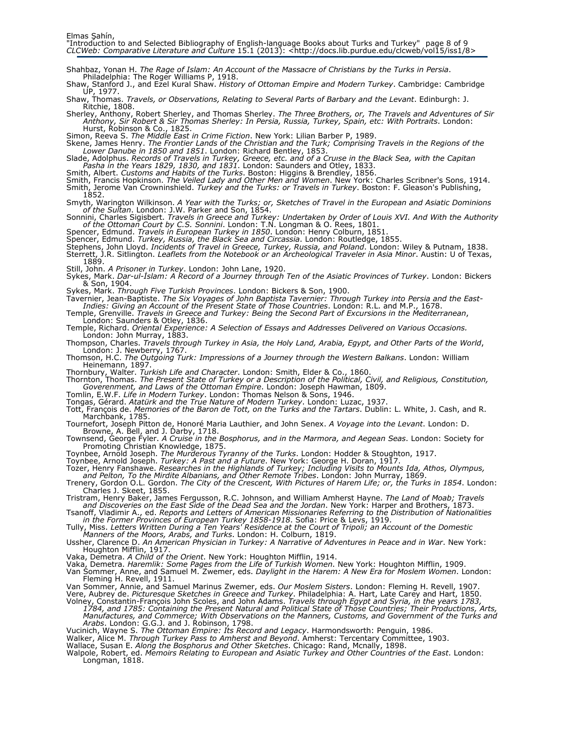Shahbaz, Yonan H. *The Rage of Islam: An Account of the Massacre of Christians by the Turks in Persia*. Philadelphia: The Roger Williams P, 1918.

Shaw, Stanford J., and Ezel Kural Shaw. *History of Ottoman Empire and Modern Turkey*. Cambridge: Cambridge UP, 1977.

Shaw, Thomas. *Travels, or Observations, Relating to Several Parts of Barbary and the Levant*. Edinburgh: J. Ritchie, 1808.

Sherley, Anthony, Robert Sherley, and Thomas Sherley. *The Three Brothers, or, The Travels and Adventures of Sir Anthony, Sir Robert & Sir Thomas Sherley: In Persia, Russia, Turkey, Spain, etc: With Portraits*. London: Hurst, Robinson & Co., 1825.

Simon, Reeva S. *The Middle East in Crime Fiction*. New York: Lilian Barber P, 1989.

Skene, James Henry. *The Frontier Lands of the Christian and the Turk; Comprising Travels in the Regions of the Lower Danube in 1850 and 1851*. London: Richard Bentley, 1853.

Slade, Adolphus. *Records of Travels in Turkey, Greece, etc. and of a Cruıse in the Black Sea, with the Capitan Pasha in the Years 1829, 1830, and 1831*. London: Saunders and Otley, 1833.

Smith, Albert. *Customs and Habits of the Turks*. Boston: Higgins & Brendley, 1856.

Smith, Francis Hopkinson. *The Veiled Lady and Other Men and Women*. New York: Charles Scribner's Sons, 1914.

Smith, Jerome Van Crowninshield. *Turkey and the Turks: or Travels in Turkey*. Boston: F. Gleason's Publishing, 1852.

Smyth, Warington Wilkinson. *A Year with the Turks; or, Sketches of Travel in the European and Asiatic Dominions of the Sultan*. London: J.W. Parker and Son, 1854.

Sonnini, Charles Sigisbert. *Travels in Greece and Turkey: Undertaken by Order of Louis XVI. And With the Authority of the Ottoman Court by C.S. Sonnini*. London: T.N. Longman & O. Rees, 1801.

Spencer, Edmund. *Travels in European Turkey in 1850*. London: Henry Colburn, 1851.

Spencer, Edmund. *Turkey, Russia, the Black Sea and Circassia*. London: Routledge, 1855.

Stephens, John Lloyd. *Incidents of Travel in Greece, Turkey, Russia, and Poland*. London: Wiley & Putnam, 1838.

Sterrett, J.R. Sitlington. *Leaflets from the Notebook or an Archeological Traveler in Asia Minor*. Austin: U of Texas, 1889.

Still, John. *A Prisoner in Turkey*. London: John Lane, 1920.

Sykes, Mark. *Dar-ul-Islam: A Record of a Journey through Ten of the Asiatic Provinces of Turkey*. London: Bickers & Son, 1904.

Sykes, Mark. *Through Five Turkish Provinces*. London: Bickers & Son, 1900.

Tavernier, Jean-Baptiste. *The Six Voyages of John Baptista Tavernier: Through Turkey into Persia and the East-Indies: Giving an Account of the Present State of Those Countries*. London: R.L. and M.P., 1678.

Temple, Grenville. *Travels in Greece and Turkey: Being the Second Part of Excursions in the Mediterranean*, London: Saunders & Otley, 1836.

Temple, Richard. *Oriental Experience: A Selection of Essays and Addresses Delivered on Various Occasions.* London: John Murray, 1883.

Thompson, Charles. *Travels through Turkey in Asia, the Holy Land, Arabia, Egypt, and Other Parts of the World*, London: J. Newberry, 1767.

Thomson, H.C. *The Outgoing Turk: Impressions of a Journey through the Western Balkans*. London: William Heinemann, 1897.

Thornbury, Walter. *Turkish Life and Character*. London: Smith, Elder & Co., 1860.

Thornton, Thomas. *The Present State of Turkey or a Description of the Political, Civil, and Religious, Constitution, Goverenment, and Laws of the Ottoman Empire*. London: Joseph Hawman, 1809.

Tomlin, E.W.F. *Life in Modern Turkey*. London: Thomas Nelson & Sons, 1946.

Tongas, Gérard. *Atatürk and the True Nature of Modern Turkey*. London: Luzac, 1937.

Tott, François de. *Memories of the Baron de Tott, on the Turks and the Tartars*. Dublin: L. White, J. Cash, and R. Marchbank, 1785.

Tournefort, Joseph Pitton de, Honoré Maria Lauthier, and John Senex. *A Voyage into the Levant*. London: D. Browne, A. Bell, and J. Darby, 1718.

Townsend, George Fyler. *A Cruise in the Bosphorus, and in the Marmora, and Aegean Seas*. London: Society for Promoting Christian Knowledge, 1875.

Toynbee, Arnold Joseph. *The Murderous Tyranny of the Turks*. London: Hodder & Stoughton, 1917.

Toynbee, Arnold Joseph. *Turkey: A Past and a Future*. New York: George H. Doran, 1917.

Tozer, Henry Fanshawe. *Researches in the Highlands of Turkey; Including Visits to Mounts Ida, Athos, Olympus, and Pelton, To the Mirdite Albanians, and Other Remote Tribes*. London: John Murray, 1869.

Trenery, Gordon O.L. *The City of the Crescent, With Pictures of Harem Life; or, the Turks in 1854*. London: Charles J. Skeet, 1855.

Tristram, Henry Baker, James Fergusson, R.C. Johnson, and William Amherst Hayne. *The Land of Moab; Travels and Discoveries on the East Side of the Dead Sea and the Jordan*. New York: Harper and Brothers, 1873.

Tsanoff, Vladimir A., ed. *Reports and Letters of American Missionaries Referring to the Distribution of Nationalities in the Former Provinces of European Turkey 1858-1918*. Sofia: Price & Levs, 1919.

Tully, Miss. *Letters Written During a Ten Years' Residence at the Court of Tripoli; an Account of the Domestic Manners of the Moors, Arabs, and Turks*. London: H. Colburn, 1819.

Ussher, Clarence D. *An American Physician in Turkey: A Narrative of Adventures in Peace and in War*. New York: Houghton Mifflin, 1917.

Vaka, Demetra. *A Child of the Orient*. New York: Houghton Mifflin, 1914.

Vaka, Demetra. *Haremlik: Some Pages from the Life of Turkish Women*. New York: Houghton Mifflin, 1909.

Van Sommer, Anne, and Samuel M. Zwemer, eds. *Daylight in the Harem: A New Era for Moslem Women*. London: Fleming H. Revell, 1911.

Van Sommer, Annie, and Samuel Marinus Zwemer, eds. *Our Moslem Sisters*. London: Fleming H. Revell, 1907.

Vere, Aubrey de. *Picturesque Sketches in Greece and Turkey*. Philadelphia: A. Hart, Late Carey and Hart, 1850.

Volney, Constantin-François John Scoles, and John Adams. *Travels through Egypt and Syria, in the years 1783, 1784, and 1785: Containing the Present Natural and Political State of Those Countries; Their Productions, Arts, Manufactures, and Commerce; With Observations on the Manners, Customs, and Government of the Turks and Arabs*. London: G.G.J. and J. Robinson, 1798.

Vucinich, Wayne S. *The Ottoman Empire: Its Record and Legacy*. Harmondsworth: Penguin, 1986.

Walker, Alice M. *Through Turkey Pass to Amherst and Beyond*. Amherst: Tercentary Committee, 1903.

Wallace, Susan E. *Along the Bosphorus and Other Sketches*. Chicago: Rand, Mcnally, 1898.

Walpole, Robert, ed. *Memoirs Relating to European and Asiatic Turkey and Other Countries of the East*. London: Longman, 1818.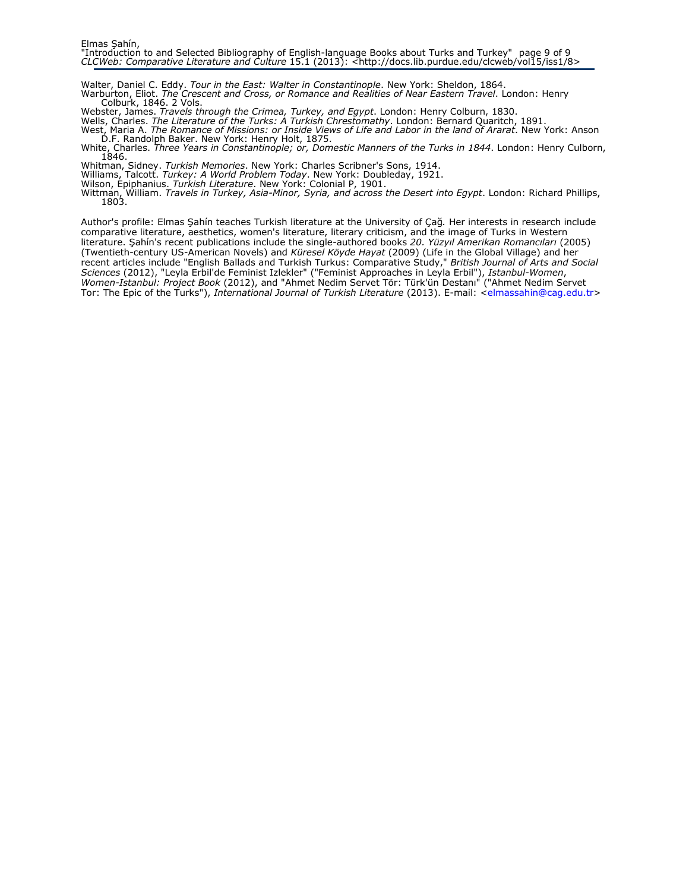Walter, Daniel C. Eddy. *Tour in the East: Walter in Constantinople*. New York: Sheldon, 1864.

Warburton, Eliot. *The Crescent and Cross, or Romance and Realities of Near Eastern Travel*. London: Henry Colburk, 1846. 2 Vols.

Webster, James. *Travels through the Crimea, Turkey, and Egypt*. London: Henry Colburn, 1830.

Wells, Charles. *The Literature of the Turks: A Turkish Chrestomathy*. London: Bernard Quaritch, 1891.

West, Maria A. *The Romance of Missions: or Inside Views of Life and Labor in the land of Ararat*. New York: Anson D.F. Randolph Baker. New York: Henry Holt, 1875.

White, Charles. *Three Years in Constantinople; or, Domestic Manners of the Turks in 1844*. London: Henry Culborn, 1846.

Whitman, Sidney. *Turkish Memories*. New York: Charles Scribner's Sons, 1914.

Williams, Talcott. *Turkey: A World Problem Today*. New York: Doubleday, 1921.

Wilson, Epiphanius. *Turkish Literature*. New York: Colonial P, 1901.

Wittman, William. *Travels in Turkey, Asia-Minor, Syria, and across the Desert into Egypt*. London: Richard Phillips, 1803.

Author's profile: Elmas Şahín teaches Turkish literature at the University of Çağ. Her interests in research include comparative literature, aesthetics, women's literature, literary criticism, and the image of Turks in Western literature. Şahín's recent publications include the single-authored books *20. Yüzyıl Amerikan Romancıları* (2005) (Twentieth-century US-American Novels) and *Küresel Köyde Hayat* (2009) (Life in the Global Village) and her recent articles include "English Ballads and Turkish Turkus: Comparative Study," *British Journal of Arts and Social Sciences* (2012), "Leyla Erbil'de Feminist Izlekler" ("Feminist Approaches in Leyla Erbil"), *Istanbul-Women*, *Women-Istanbul: Project Book* (2012), and "Ahmet Nedim Servet Tör: Türk'ün Destanı" ("Ahmet Nedim Servet Tor: The Epic of the Turks"), *International Journal of Turkish Literature* (2013). E-mail: <elmassahin@cag.edu.tr>